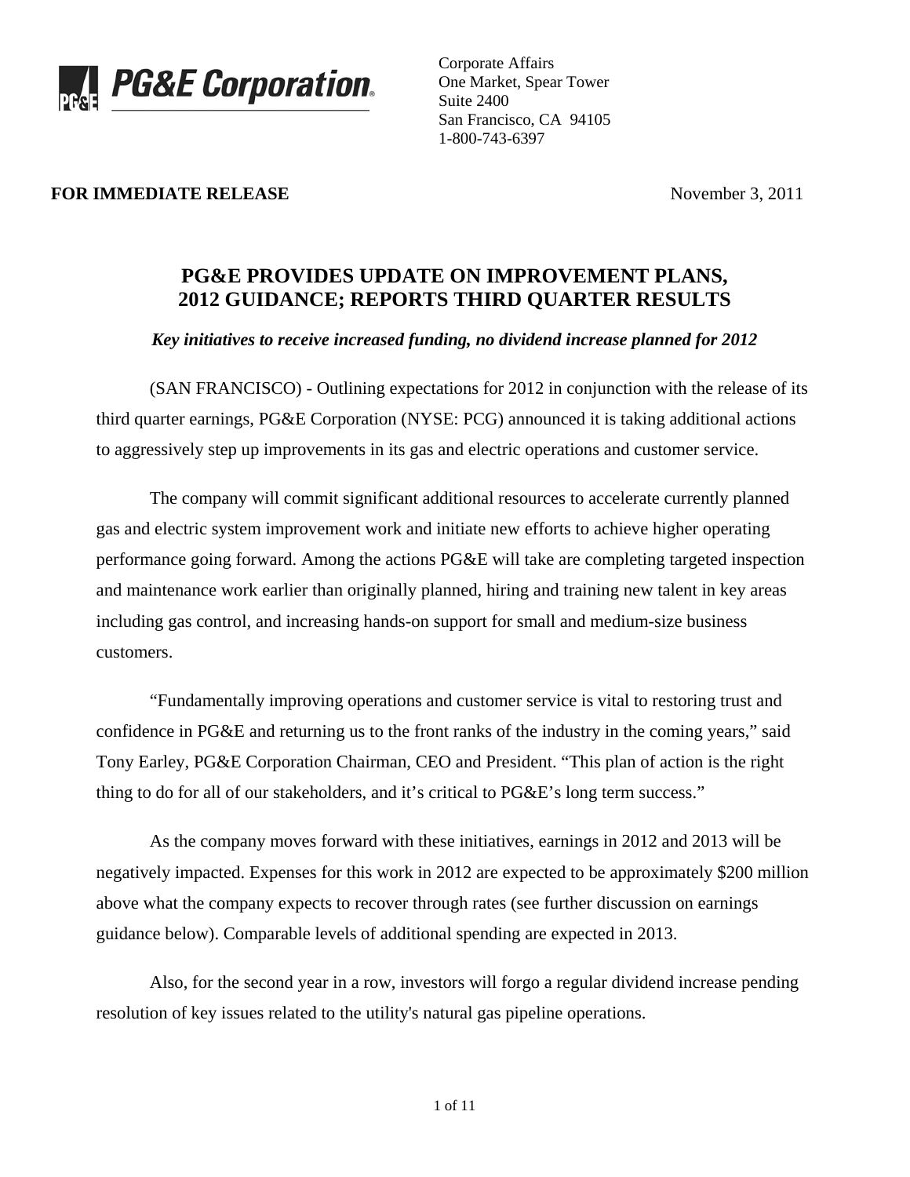**PG&E Corporation**

Corporate Affairs
One Market, Spear Tower
Suite 2400
San Francisco, CA 94105
1-800-743-6397

**FOR IMMEDIATE RELEASE** November 3, 2011

# PG&E PROVIDES UPDATE ON IMPROVEMENT PLANS, 2012 GUIDANCE; REPORTS THIRD QUARTER RESULTS

***Key initiatives to receive increased funding, no dividend increase planned for 2012***

(SAN FRANCISCO) - Outlining expectations for 2012 in conjunction with the release of its third quarter earnings, PG&E Corporation (NYSE: PCG) announced it is taking additional actions to aggressively step up improvements in its gas and electric operations and customer service.

The company will commit significant additional resources to accelerate currently planned gas and electric system improvement work and initiate new efforts to achieve higher operating performance going forward. Among the actions PG&E will take are completing targeted inspection and maintenance work earlier than originally planned, hiring and training new talent in key areas including gas control, and increasing hands-on support for small and medium-size business customers.

"Fundamentally improving operations and customer service is vital to restoring trust and confidence in PG&E and returning us to the front ranks of the industry in the coming years," said Tony Earley, PG&E Corporation Chairman, CEO and President. "This plan of action is the right thing to do for all of our stakeholders, and it's critical to PG&E's long term success."

As the company moves forward with these initiatives, earnings in 2012 and 2013 will be negatively impacted. Expenses for this work in 2012 are expected to be approximately $200 million above what the company expects to recover through rates (see further discussion on earnings guidance below). Comparable levels of additional spending are expected in 2013.

Also, for the second year in a row, investors will forgo a regular dividend increase pending resolution of key issues related to the utility's natural gas pipeline operations.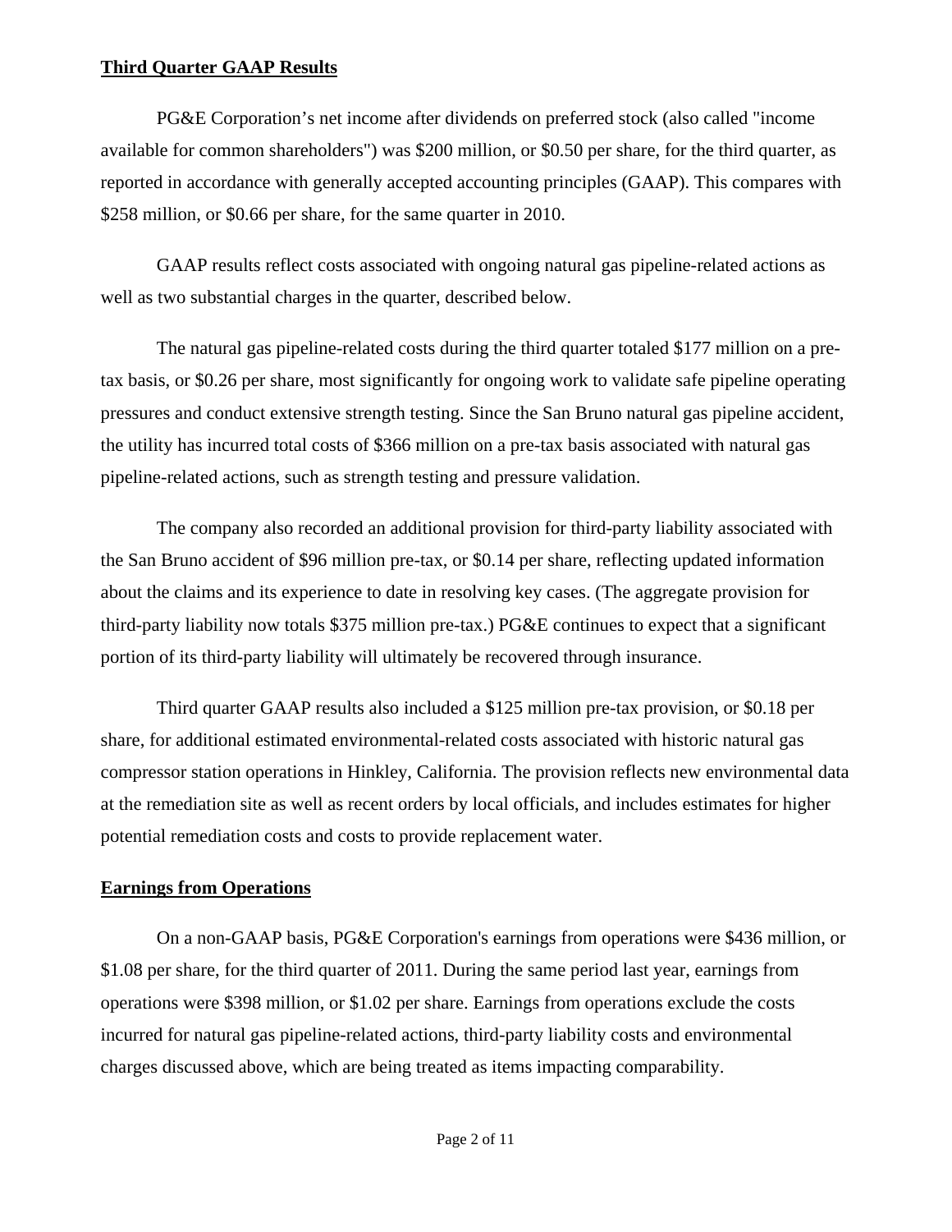## Third Quarter GAAP Results

PG&E Corporation's net income after dividends on preferred stock (also called "income available for common shareholders") was $200 million, or $0.50 per share, for the third quarter, as reported in accordance with generally accepted accounting principles (GAAP). This compares with $258 million, or $0.66 per share, for the same quarter in 2010.

GAAP results reflect costs associated with ongoing natural gas pipeline-related actions as well as two substantial charges in the quarter, described below.

The natural gas pipeline-related costs during the third quarter totaled $177 million on a pre-tax basis, or $0.26 per share, most significantly for ongoing work to validate safe pipeline operating pressures and conduct extensive strength testing. Since the San Bruno natural gas pipeline accident, the utility has incurred total costs of $366 million on a pre-tax basis associated with natural gas pipeline-related actions, such as strength testing and pressure validation.

The company also recorded an additional provision for third-party liability associated with the San Bruno accident of $96 million pre-tax, or $0.14 per share, reflecting updated information about the claims and its experience to date in resolving key cases. (The aggregate provision for third-party liability now totals $375 million pre-tax.) PG&E continues to expect that a significant portion of its third-party liability will ultimately be recovered through insurance.

Third quarter GAAP results also included a $125 million pre-tax provision, or $0.18 per share, for additional estimated environmental-related costs associated with historic natural gas compressor station operations in Hinkley, California. The provision reflects new environmental data at the remediation site as well as recent orders by local officials, and includes estimates for higher potential remediation costs and costs to provide replacement water.

## Earnings from Operations

On a non-GAAP basis, PG&E Corporation's earnings from operations were $436 million, or $1.08 per share, for the third quarter of 2011. During the same period last year, earnings from operations were $398 million, or $1.02 per share. Earnings from operations exclude the costs incurred for natural gas pipeline-related actions, third-party liability costs and environmental charges discussed above, which are being treated as items impacting comparability.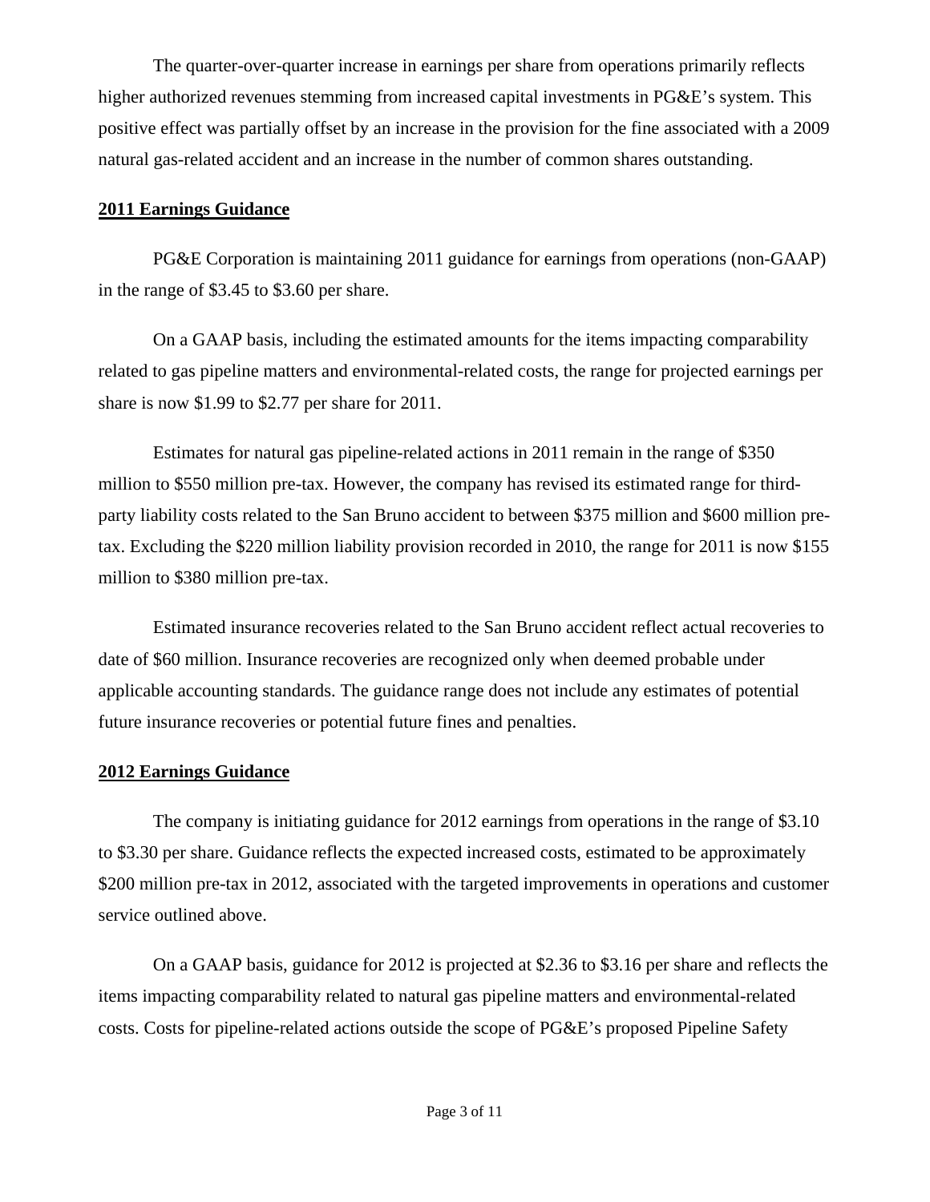The quarter-over-quarter increase in earnings per share from operations primarily reflects higher authorized revenues stemming from increased capital investments in PG&E's system. This positive effect was partially offset by an increase in the provision for the fine associated with a 2009 natural gas-related accident and an increase in the number of common shares outstanding.

## 2011 Earnings Guidance

PG&E Corporation is maintaining 2011 guidance for earnings from operations (non-GAAP) in the range of $3.45 to $3.60 per share.

On a GAAP basis, including the estimated amounts for the items impacting comparability related to gas pipeline matters and environmental-related costs, the range for projected earnings per share is now $1.99 to $2.77 per share for 2011.

Estimates for natural gas pipeline-related actions in 2011 remain in the range of $350 million to $550 million pre-tax. However, the company has revised its estimated range for third-party liability costs related to the San Bruno accident to between $375 million and $600 million pre-tax. Excluding the $220 million liability provision recorded in 2010, the range for 2011 is now $155 million to $380 million pre-tax.

Estimated insurance recoveries related to the San Bruno accident reflect actual recoveries to date of $60 million. Insurance recoveries are recognized only when deemed probable under applicable accounting standards. The guidance range does not include any estimates of potential future insurance recoveries or potential future fines and penalties.

## 2012 Earnings Guidance

The company is initiating guidance for 2012 earnings from operations in the range of $3.10 to $3.30 per share. Guidance reflects the expected increased costs, estimated to be approximately $200 million pre-tax in 2012, associated with the targeted improvements in operations and customer service outlined above.

On a GAAP basis, guidance for 2012 is projected at $2.36 to $3.16 per share and reflects the items impacting comparability related to natural gas pipeline matters and environmental-related costs. Costs for pipeline-related actions outside the scope of PG&E's proposed Pipeline Safety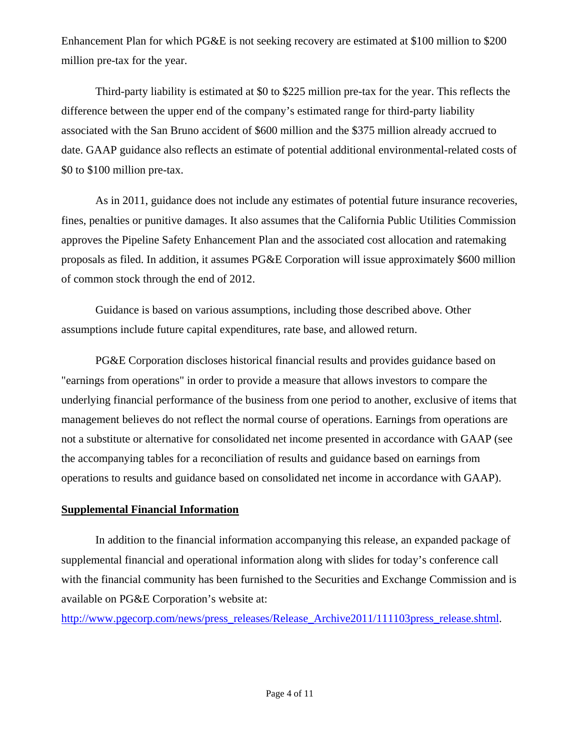Enhancement Plan for which PG&E is not seeking recovery are estimated at $100 million to $200 million pre-tax for the year.

Third-party liability is estimated at $0 to $225 million pre-tax for the year. This reflects the difference between the upper end of the company's estimated range for third-party liability associated with the San Bruno accident of $600 million and the $375 million already accrued to date. GAAP guidance also reflects an estimate of potential additional environmental-related costs of $0 to $100 million pre-tax.

As in 2011, guidance does not include any estimates of potential future insurance recoveries, fines, penalties or punitive damages. It also assumes that the California Public Utilities Commission approves the Pipeline Safety Enhancement Plan and the associated cost allocation and ratemaking proposals as filed. In addition, it assumes PG&E Corporation will issue approximately $600 million of common stock through the end of 2012.

Guidance is based on various assumptions, including those described above. Other assumptions include future capital expenditures, rate base, and allowed return.

PG&E Corporation discloses historical financial results and provides guidance based on "earnings from operations" in order to provide a measure that allows investors to compare the underlying financial performance of the business from one period to another, exclusive of items that management believes do not reflect the normal course of operations. Earnings from operations are not a substitute or alternative for consolidated net income presented in accordance with GAAP (see the accompanying tables for a reconciliation of results and guidance based on earnings from operations to results and guidance based on consolidated net income in accordance with GAAP).

**Supplemental Financial Information**

In addition to the financial information accompanying this release, an expanded package of supplemental financial and operational information along with slides for today's conference call with the financial community has been furnished to the Securities and Exchange Commission and is available on PG&E Corporation's website at:
http://www.pgecorp.com/news/press_releases/Release_Archive2011/111103press_release.shtml.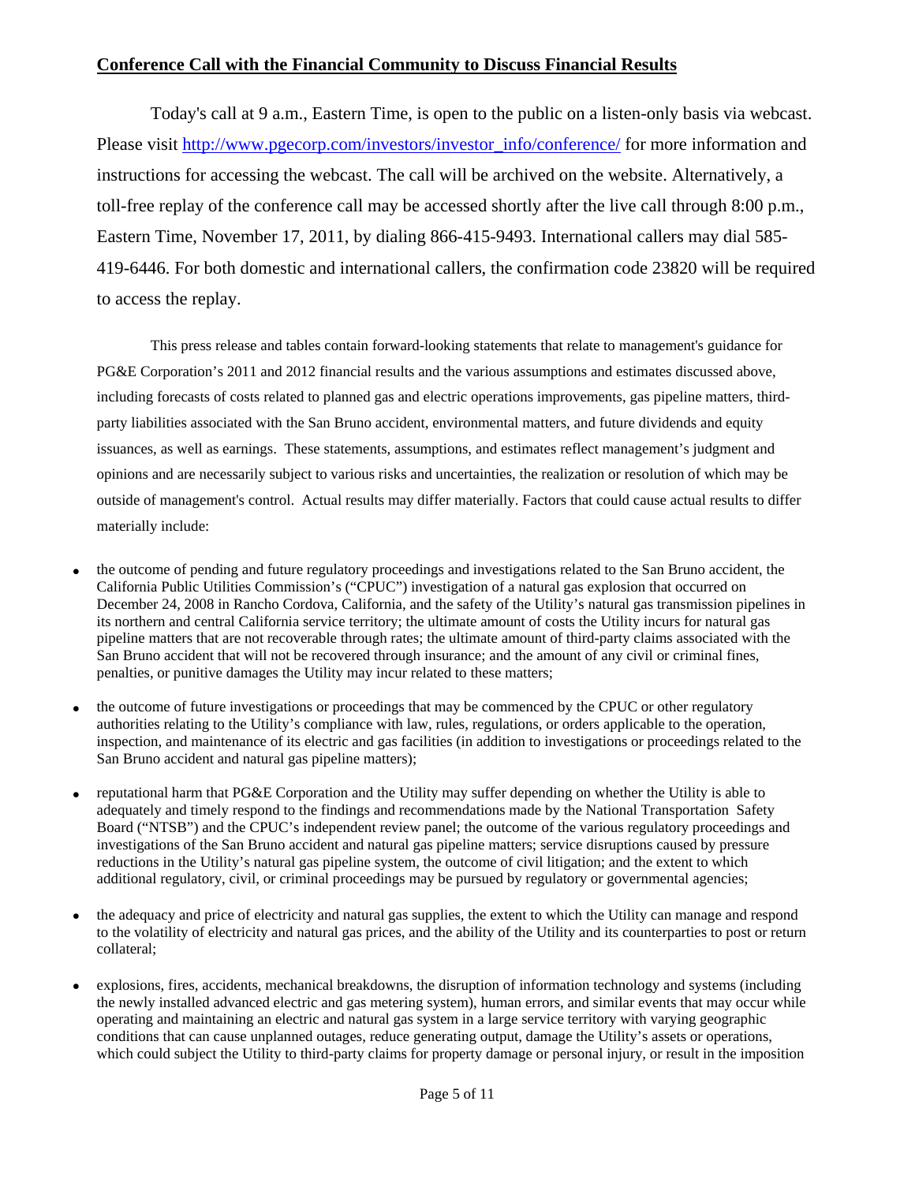## Conference Call with the Financial Community to Discuss Financial Results

Today's call at 9 a.m., Eastern Time, is open to the public on a listen-only basis via webcast. Please visit http://www.pgecorp.com/investors/investor_info/conference/ for more information and instructions for accessing the webcast. The call will be archived on the website. Alternatively, a toll-free replay of the conference call may be accessed shortly after the live call through 8:00 p.m., Eastern Time, November 17, 2011, by dialing 866-415-9493. International callers may dial 585-419-6446. For both domestic and international callers, the confirmation code 23820 will be required to access the replay.

This press release and tables contain forward-looking statements that relate to management's guidance for PG&E Corporation's 2011 and 2012 financial results and the various assumptions and estimates discussed above, including forecasts of costs related to planned gas and electric operations improvements, gas pipeline matters, third-party liabilities associated with the San Bruno accident, environmental matters, and future dividends and equity issuances, as well as earnings. These statements, assumptions, and estimates reflect management's judgment and opinions and are necessarily subject to various risks and uncertainties, the realization or resolution of which may be outside of management's control. Actual results may differ materially. Factors that could cause actual results to differ materially include:

- the outcome of pending and future regulatory proceedings and investigations related to the San Bruno accident, the California Public Utilities Commission's ("CPUC") investigation of a natural gas explosion that occurred on December 24, 2008 in Rancho Cordova, California, and the safety of the Utility's natural gas transmission pipelines in its northern and central California service territory; the ultimate amount of costs the Utility incurs for natural gas pipeline matters that are not recoverable through rates; the ultimate amount of third-party claims associated with the San Bruno accident that will not be recovered through insurance; and the amount of any civil or criminal fines, penalties, or punitive damages the Utility may incur related to these matters;

- the outcome of future investigations or proceedings that may be commenced by the CPUC or other regulatory authorities relating to the Utility's compliance with law, rules, regulations, or orders applicable to the operation, inspection, and maintenance of its electric and gas facilities (in addition to investigations or proceedings related to the San Bruno accident and natural gas pipeline matters);

- reputational harm that PG&E Corporation and the Utility may suffer depending on whether the Utility is able to adequately and timely respond to the findings and recommendations made by the National Transportation Safety Board ("NTSB") and the CPUC's independent review panel; the outcome of the various regulatory proceedings and investigations of the San Bruno accident and natural gas pipeline matters; service disruptions caused by pressure reductions in the Utility's natural gas pipeline system, the outcome of civil litigation; and the extent to which additional regulatory, civil, or criminal proceedings may be pursued by regulatory or governmental agencies;

- the adequacy and price of electricity and natural gas supplies, the extent to which the Utility can manage and respond to the volatility of electricity and natural gas prices, and the ability of the Utility and its counterparties to post or return collateral;

- explosions, fires, accidents, mechanical breakdowns, the disruption of information technology and systems (including the newly installed advanced electric and gas metering system), human errors, and similar events that may occur while operating and maintaining an electric and natural gas system in a large service territory with varying geographic conditions that can cause unplanned outages, reduce generating output, damage the Utility's assets or operations, which could subject the Utility to third-party claims for property damage or personal injury, or result in the imposition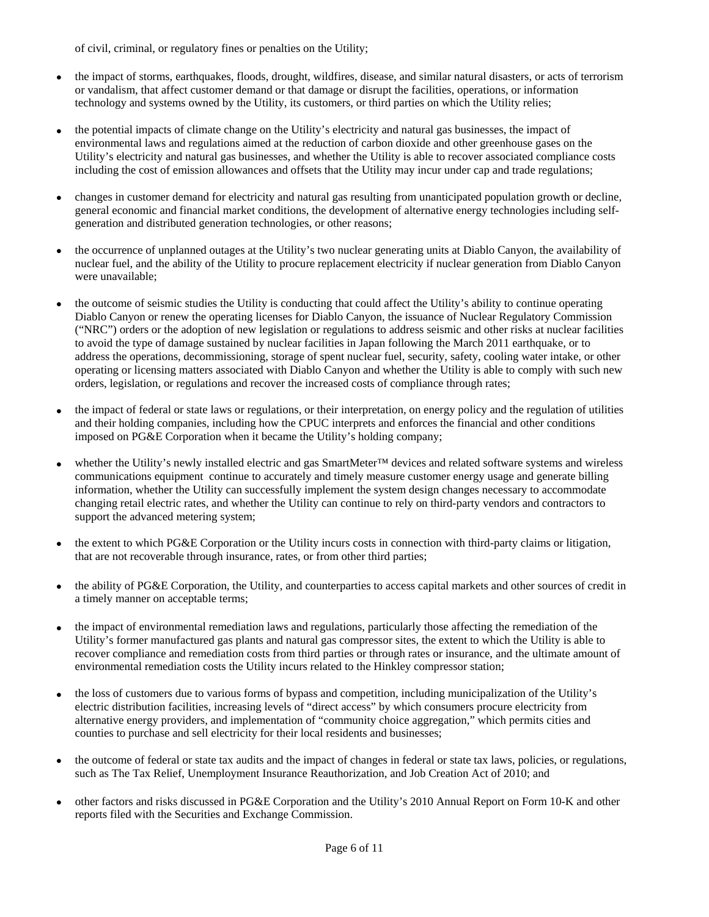of civil, criminal, or regulatory fines or penalties on the Utility;

- the impact of storms, earthquakes, floods, drought, wildfires, disease, and similar natural disasters, or acts of terrorism or vandalism, that affect customer demand or that damage or disrupt the facilities, operations, or information technology and systems owned by the Utility, its customers, or third parties on which the Utility relies;
- the potential impacts of climate change on the Utility's electricity and natural gas businesses, the impact of environmental laws and regulations aimed at the reduction of carbon dioxide and other greenhouse gases on the Utility's electricity and natural gas businesses, and whether the Utility is able to recover associated compliance costs including the cost of emission allowances and offsets that the Utility may incur under cap and trade regulations;
- changes in customer demand for electricity and natural gas resulting from unanticipated population growth or decline, general economic and financial market conditions, the development of alternative energy technologies including self-generation and distributed generation technologies, or other reasons;
- the occurrence of unplanned outages at the Utility's two nuclear generating units at Diablo Canyon, the availability of nuclear fuel, and the ability of the Utility to procure replacement electricity if nuclear generation from Diablo Canyon were unavailable;
- the outcome of seismic studies the Utility is conducting that could affect the Utility's ability to continue operating Diablo Canyon or renew the operating licenses for Diablo Canyon, the issuance of Nuclear Regulatory Commission ("NRC") orders or the adoption of new legislation or regulations to address seismic and other risks at nuclear facilities to avoid the type of damage sustained by nuclear facilities in Japan following the March 2011 earthquake, or to address the operations, decommissioning, storage of spent nuclear fuel, security, safety, cooling water intake, or other operating or licensing matters associated with Diablo Canyon and whether the Utility is able to comply with such new orders, legislation, or regulations and recover the increased costs of compliance through rates;
- the impact of federal or state laws or regulations, or their interpretation, on energy policy and the regulation of utilities and their holding companies, including how the CPUC interprets and enforces the financial and other conditions imposed on PG&E Corporation when it became the Utility's holding company;
- whether the Utility's newly installed electric and gas SmartMeter™ devices and related software systems and wireless communications equipment continue to accurately and timely measure customer energy usage and generate billing information, whether the Utility can successfully implement the system design changes necessary to accommodate changing retail electric rates, and whether the Utility can continue to rely on third-party vendors and contractors to support the advanced metering system;
- the extent to which PG&E Corporation or the Utility incurs costs in connection with third-party claims or litigation, that are not recoverable through insurance, rates, or from other third parties;
- the ability of PG&E Corporation, the Utility, and counterparties to access capital markets and other sources of credit in a timely manner on acceptable terms;
- the impact of environmental remediation laws and regulations, particularly those affecting the remediation of the Utility's former manufactured gas plants and natural gas compressor sites, the extent to which the Utility is able to recover compliance and remediation costs from third parties or through rates or insurance, and the ultimate amount of environmental remediation costs the Utility incurs related to the Hinkley compressor station;
- the loss of customers due to various forms of bypass and competition, including municipalization of the Utility's electric distribution facilities, increasing levels of "direct access" by which consumers procure electricity from alternative energy providers, and implementation of "community choice aggregation," which permits cities and counties to purchase and sell electricity for their local residents and businesses;
- the outcome of federal or state tax audits and the impact of changes in federal or state tax laws, policies, or regulations, such as The Tax Relief, Unemployment Insurance Reauthorization, and Job Creation Act of 2010; and
- other factors and risks discussed in PG&E Corporation and the Utility's 2010 Annual Report on Form 10-K and other reports filed with the Securities and Exchange Commission.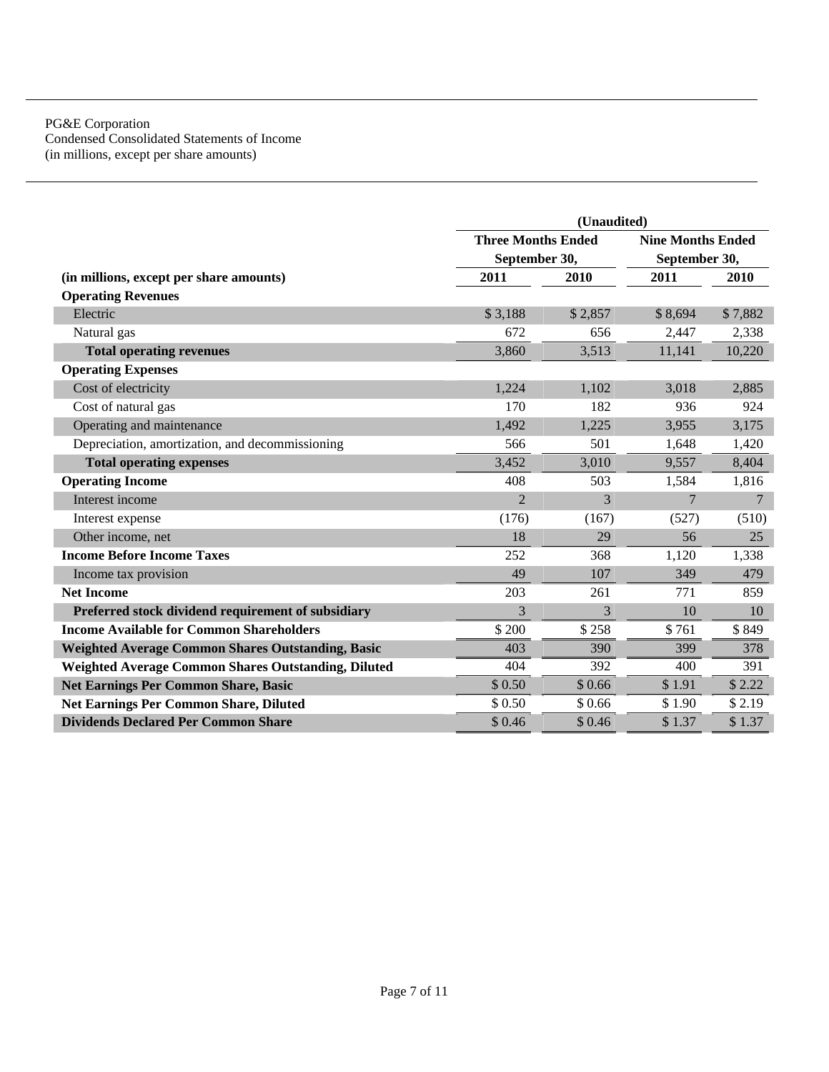PG&E Corporation
Condensed Consolidated Statements of Income
(in millions, except per share amounts)

| | (Unaudited) | | | |
|---|---|---|---|---|
| | Three Months Ended September 30, | | Nine Months Ended September 30, | |
| (in millions, except per share amounts) | 2011 | 2010 | 2011 | 2010 |
| **Operating Revenues** | | | | |
| Electric | $ 3,188 | $ 2,857 | $ 8,694 | $ 7,882 |
| Natural gas | 672 | 656 | 2,447 | 2,338 |
| **Total operating revenues** | 3,860 | 3,513 | 11,141 | 10,220 |
| **Operating Expenses** | | | | |
| Cost of electricity | 1,224 | 1,102 | 3,018 | 2,885 |
| Cost of natural gas | 170 | 182 | 936 | 924 |
| Operating and maintenance | 1,492 | 1,225 | 3,955 | 3,175 |
| Depreciation, amortization, and decommissioning | 566 | 501 | 1,648 | 1,420 |
| **Total operating expenses** | 3,452 | 3,010 | 9,557 | 8,404 |
| **Operating Income** | 408 | 503 | 1,584 | 1,816 |
| Interest income | 2 | 3 | 7 | 7 |
| Interest expense | (176) | (167) | (527) | (510) |
| Other income, net | 18 | 29 | 56 | 25 |
| **Income Before Income Taxes** | 252 | 368 | 1,120 | 1,338 |
| Income tax provision | 49 | 107 | 349 | 479 |
| **Net Income** | 203 | 261 | 771 | 859 |
| **Preferred stock dividend requirement of subsidiary** | 3 | 3 | 10 | 10 |
| **Income Available for Common Shareholders** | $ 200 | $ 258 | $ 761 | $ 849 |
| **Weighted Average Common Shares Outstanding, Basic** | 403 | 390 | 399 | 378 |
| **Weighted Average Common Shares Outstanding, Diluted** | 404 | 392 | 400 | 391 |
| **Net Earnings Per Common Share, Basic** | $ 0.50 | $ 0.66 | $ 1.91 | $ 2.22 |
| **Net Earnings Per Common Share, Diluted** | $ 0.50 | $ 0.66 | $ 1.90 | $ 2.19 |
| **Dividends Declared Per Common Share** | $ 0.46 | $ 0.46 | $ 1.37 | $ 1.37 |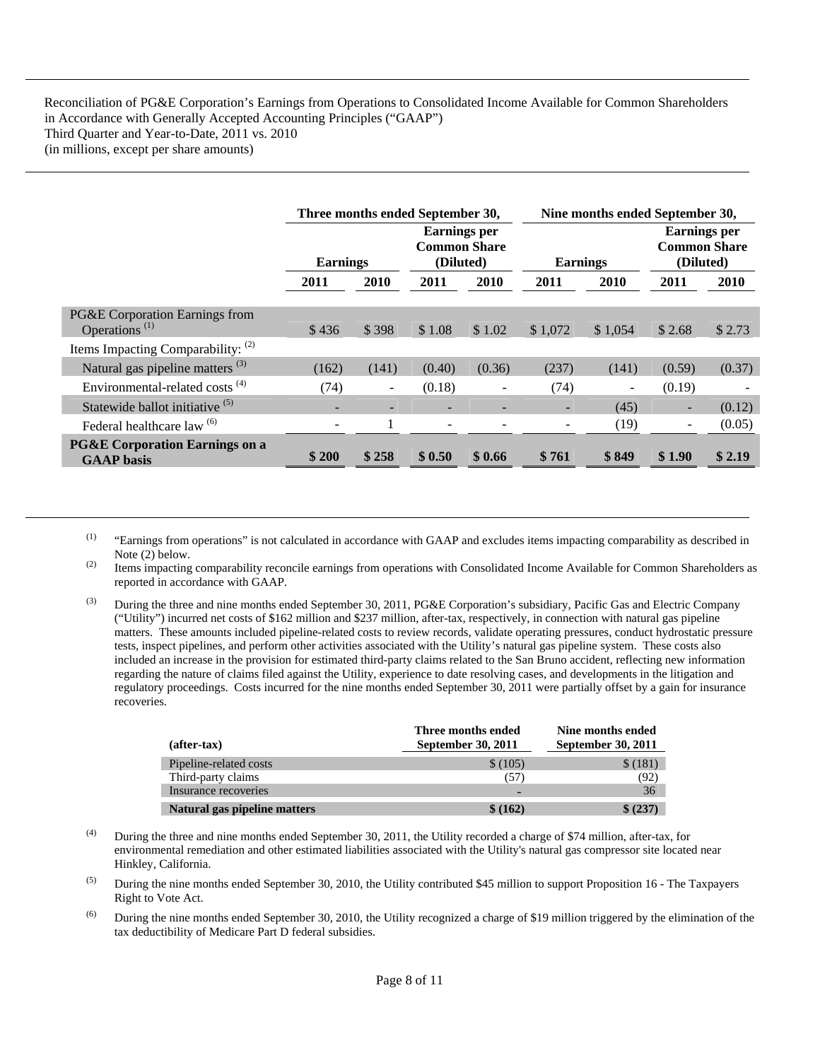Reconciliation of PG&E Corporation's Earnings from Operations to Consolidated Income Available for Common Shareholders in Accordance with Generally Accepted Accounting Principles ("GAAP")
Third Quarter and Year-to-Date, 2011 vs. 2010
(in millions, except per share amounts)

| | Three months ended September 30, | | | | Nine months ended September 30, | | | |
|---|---|---|---|---|---|---|---|---|
| | Earnings | | Earnings per Common Share (Diluted) | | Earnings | | Earnings per Common Share (Diluted) | |
| | 2011 | 2010 | 2011 | 2010 | 2011 | 2010 | 2011 | 2010 |
| PG&E Corporation Earnings from Operations [(1)] | $ 436 | $ 398 | $ 1.08 | $ 1.02 | $ 1,072 | $ 1,054 | $ 2.68 | $ 2.73 |
| Items Impacting Comparability: [(2)] | | | | | | | | |
| Natural gas pipeline matters [(3)] | (162) | (141) | (0.40) | (0.36) | (237) | (141) | (0.59) | (0.37) |
| Environmental-related costs [(4)] | (74) | - | (0.18) | - | (74) | - | (0.19) | - |
| Statewide ballot initiative [(5)] | - | - | - | - | - | (45) | - | (0.12) |
| Federal healthcare law [(6)] | - | 1 | - | - | - | (19) | - | (0.05) |
| **PG&E Corporation Earnings on a GAAP basis** | **$ 200** | **$ 258** | **$ 0.50** | **$ 0.66** | **$ 761** | **$ 849** | **$ 1.90** | **$ 2.19** |

(1) "Earnings from operations" is not calculated in accordance with GAAP and excludes items impacting comparability as described in Note (2) below.

(2) Items impacting comparability reconcile earnings from operations with Consolidated Income Available for Common Shareholders as reported in accordance with GAAP.

(3) During the three and nine months ended September 30, 2011, PG&E Corporation's subsidiary, Pacific Gas and Electric Company ("Utility") incurred net costs of $162 million and $237 million, after-tax, respectively, in connection with natural gas pipeline matters. These amounts included pipeline-related costs to review records, validate operating pressures, conduct hydrostatic pressure tests, inspect pipelines, and perform other activities associated with the Utility's natural gas pipeline system. These costs also included an increase in the provision for estimated third-party claims related to the San Bruno accident, reflecting new information regarding the nature of claims filed against the Utility, experience to date resolving cases, and developments in the litigation and regulatory proceedings. Costs incurred for the nine months ended September 30, 2011 were partially offset by a gain for insurance recoveries.

| (after-tax) | Three months ended September 30, 2011 | Nine months ended September 30, 2011 |
|---|---|---|
| Pipeline-related costs | $ (105) | $ (181) |
| Third-party claims | (57) | (92) |
| Insurance recoveries | - | 36 |
| **Natural gas pipeline matters** | **$ (162)** | **$ (237)** |

(4) During the three and nine months ended September 30, 2011, the Utility recorded a charge of $74 million, after-tax, for environmental remediation and other estimated liabilities associated with the Utility's natural gas compressor site located near Hinkley, California.

(5) During the nine months ended September 30, 2010, the Utility contributed $45 million to support Proposition 16 - The Taxpayers Right to Vote Act.

(6) During the nine months ended September 30, 2010, the Utility recognized a charge of $19 million triggered by the elimination of the tax deductibility of Medicare Part D federal subsidies.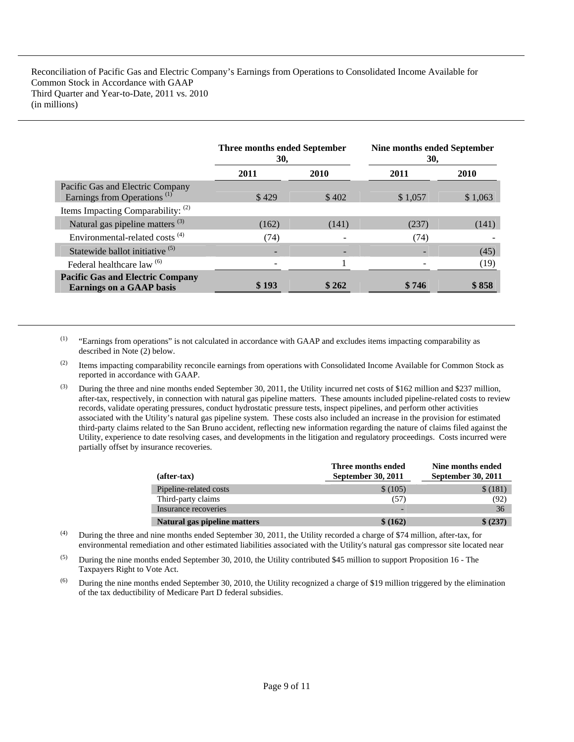Reconciliation of Pacific Gas and Electric Company's Earnings from Operations to Consolidated Income Available for Common Stock in Accordance with GAAP
Third Quarter and Year-to-Date, 2011 vs. 2010
(in millions)

| | Three months ended September 30, | | Nine months ended September 30, | |
|---|---|---|---|---|
| | 2011 | 2010 | 2011 | 2010 |
| Pacific Gas and Electric Company Earnings from Operations [(1)] | $ 429 | $ 402 | $ 1,057 | $ 1,063 |
| Items Impacting Comparability: [(2)] | | | | |
| Natural gas pipeline matters [(3)] | (162) | (141) | (237) | (141) |
| Environmental-related costs [(4)] | (74) | - | (74) | - |
| Statewide ballot initiative [(5)] | - | - | - | (45) |
| Federal healthcare law [(6)] | - | 1 | - | (19) |
| **Pacific Gas and Electric Company Earnings on a GAAP basis** | **$ 193** | **$ 262** | **$ 746** | **$ 858** |

(1) "Earnings from operations" is not calculated in accordance with GAAP and excludes items impacting comparability as described in Note (2) below.

(2) Items impacting comparability reconcile earnings from operations with Consolidated Income Available for Common Stock as reported in accordance with GAAP.

(3) During the three and nine months ended September 30, 2011, the Utility incurred net costs of $162 million and $237 million, after-tax, respectively, in connection with natural gas pipeline matters. These amounts included pipeline-related costs to review records, validate operating pressures, conduct hydrostatic pressure tests, inspect pipelines, and perform other activities associated with the Utility's natural gas pipeline system. These costs also included an increase in the provision for estimated third-party claims related to the San Bruno accident, reflecting new information regarding the nature of claims filed against the Utility, experience to date resolving cases, and developments in the litigation and regulatory proceedings. Costs incurred were partially offset by insurance recoveries.

| (after-tax) | Three months ended September 30, 2011 | Nine months ended September 30, 2011 |
|---|---|---|
| Pipeline-related costs | $ (105) | $ (181) |
| Third-party claims | (57) | (92) |
| Insurance recoveries | - | 36 |
| **Natural gas pipeline matters** | **$ (162)** | **$ (237)** |

(4) During the three and nine months ended September 30, 2011, the Utility recorded a charge of $74 million, after-tax, for environmental remediation and other estimated liabilities associated with the Utility's natural gas compressor site located near

(5) During the nine months ended September 30, 2010, the Utility contributed $45 million to support Proposition 16 - The Taxpayers Right to Vote Act.

(6) During the nine months ended September 30, 2010, the Utility recognized a charge of $19 million triggered by the elimination of the tax deductibility of Medicare Part D federal subsidies.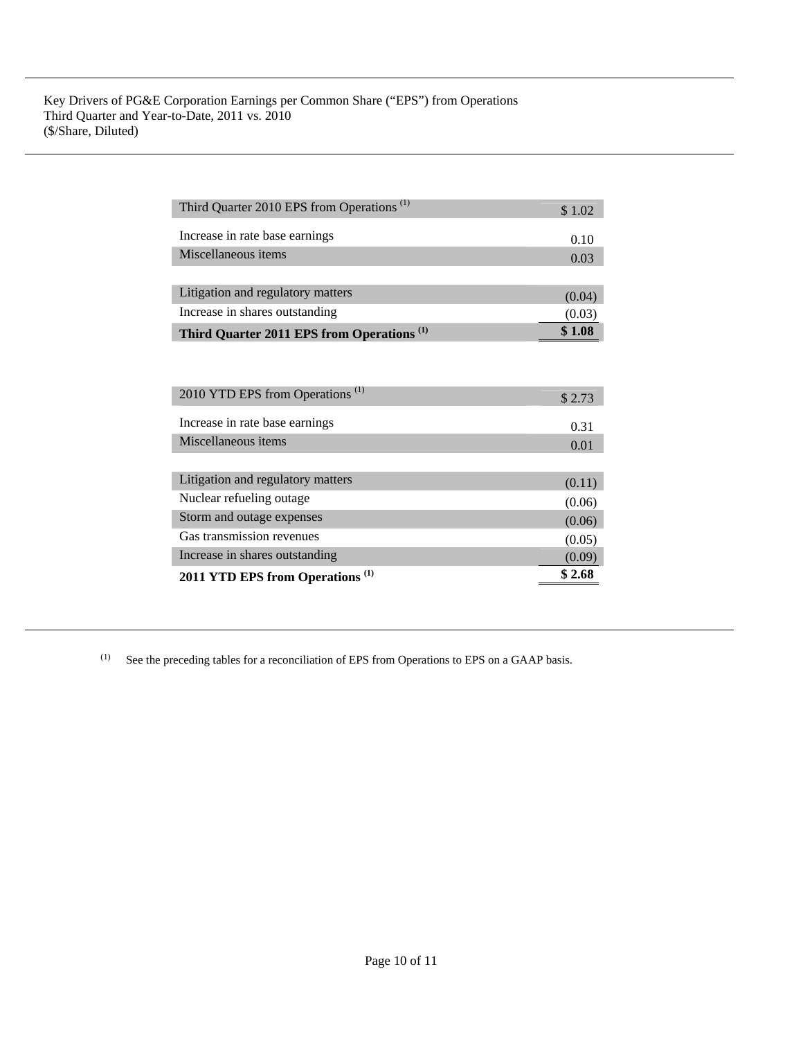Key Drivers of PG&E Corporation Earnings per Common Share ("EPS") from Operations
Third Quarter and Year-to-Date, 2011 vs. 2010
($/Share, Diluted)

| | |
|---|---|
| Third Quarter 2010 EPS from Operations [(1)] | $ 1.02 |
| Increase in rate base earnings | 0.10 |
| Miscellaneous items | 0.03 |
| Litigation and regulatory matters | (0.04) |
| Increase in shares outstanding | (0.03) |
| **Third Quarter 2011 EPS from Operations [(1)]** | **$ 1.08** |

| | |
|---|---|
| 2010 YTD EPS from Operations [(1)] | $ 2.73 |
| Increase in rate base earnings | 0.31 |
| Miscellaneous items | 0.01 |
| Litigation and regulatory matters | (0.11) |
| Nuclear refueling outage | (0.06) |
| Storm and outage expenses | (0.06) |
| Gas transmission revenues | (0.05) |
| Increase in shares outstanding | (0.09) |
| **2011 YTD EPS from Operations [(1)]** | **$ 2.68** |

(1) See the preceding tables for a reconciliation of EPS from Operations to EPS on a GAAP basis.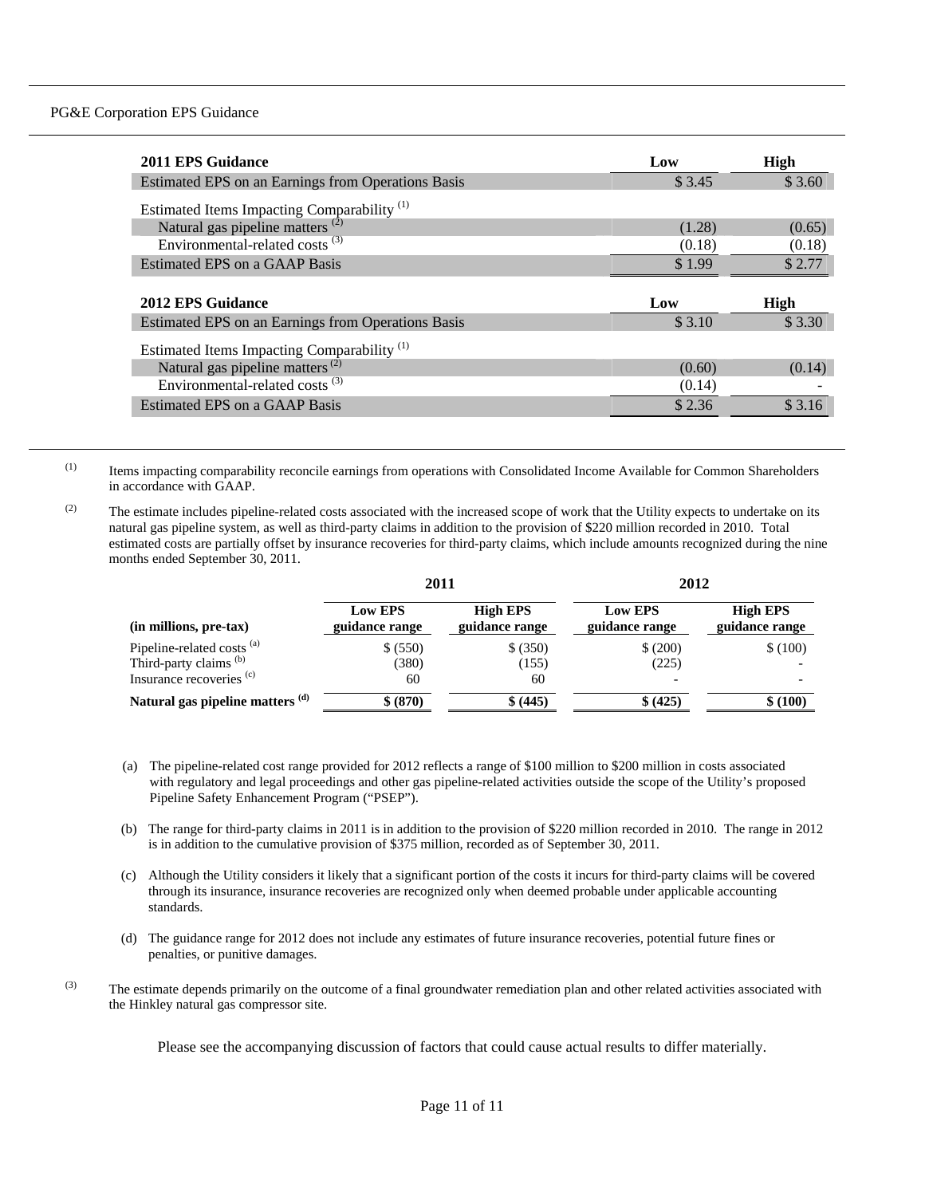PG&E Corporation EPS Guidance

| 2011 EPS Guidance | Low | High |
|---|---|---|
| Estimated EPS on an Earnings from Operations Basis | $ 3.45 | $ 3.60 |
| Estimated Items Impacting Comparability [(1)] | | |
| Natural gas pipeline matters [(2)] | (1.28) | (0.65) |
| Environmental-related costs [(3)] | (0.18) | (0.18) |
| Estimated EPS on a GAAP Basis | $ 1.99 | $ 2.77 |

| 2012 EPS Guidance | Low | High |
|---|---|---|
| Estimated EPS on an Earnings from Operations Basis | $ 3.10 | $ 3.30 |
| Estimated Items Impacting Comparability [(1)] | | |
| Natural gas pipeline matters [(2)] | (0.60) | (0.14) |
| Environmental-related costs [(3)] | (0.14) | - |
| Estimated EPS on a GAAP Basis | $ 2.36 | $ 3.16 |

(1) Items impacting comparability reconcile earnings from operations with Consolidated Income Available for Common Shareholders in accordance with GAAP.

(2) The estimate includes pipeline-related costs associated with the increased scope of work that the Utility expects to undertake on its natural gas pipeline system, as well as third-party claims in addition to the provision of $220 million recorded in 2010. Total estimated costs are partially offset by insurance recoveries for third-party claims, which include amounts recognized during the nine months ended September 30, 2011.

| | 2011 | | 2012 | |
|---|---|---|---|---|
| (in millions, pre-tax) | Low EPS guidance range | High EPS guidance range | Low EPS guidance range | High EPS guidance range |
| Pipeline-related costs [(a)] | $ (550) | $ (350) | $ (200) | $ (100) |
| Third-party claims [(b)] | (380) | (155) | (225) | - |
| Insurance recoveries [(c)] | 60 | 60 | - | - |
| **Natural gas pipeline matters [(d)]** | **$ (870)** | **$ (445)** | **$ (425)** | **$ (100)** |

(a) The pipeline-related cost range provided for 2012 reflects a range of $100 million to $200 million in costs associated with regulatory and legal proceedings and other gas pipeline-related activities outside the scope of the Utility's proposed Pipeline Safety Enhancement Program ("PSEP").

(b) The range for third-party claims in 2011 is in addition to the provision of $220 million recorded in 2010. The range in 2012 is in addition to the cumulative provision of $375 million, recorded as of September 30, 2011.

(c) Although the Utility considers it likely that a significant portion of the costs it incurs for third-party claims will be covered through its insurance, insurance recoveries are recognized only when deemed probable under applicable accounting standards.

(d) The guidance range for 2012 does not include any estimates of future insurance recoveries, potential future fines or penalties, or punitive damages.

(3) The estimate depends primarily on the outcome of a final groundwater remediation plan and other related activities associated with the Hinkley natural gas compressor site.

Please see the accompanying discussion of factors that could cause actual results to differ materially.